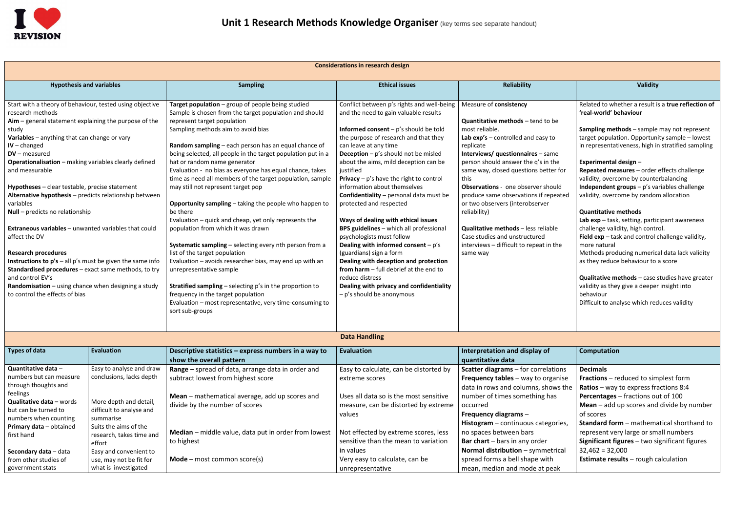# Unit 1 Research Methods Knowledge Organiser (key terms see separate handout)

## Considerations in research design

| Hypothesis and variables | Sampling | Ethical issues | Reliability | Validity |
|---|---|---|---|---|
| Start with a theory of behaviour, tested using objective research methods<br>**Aim** – general statement explaining the purpose of the study<br>**Variables** – anything that can change or vary<br>**IV** – changed<br>**DV** – measured<br>**Operationalisation** – making variables clearly defined and measurable<br><br>**Hypotheses** – clear testable, precise statement<br>**Alternative hypothesis** – predicts relationship between variables<br>**Null** – predicts no relationship<br><br>**Extraneous variables** – unwanted variables that could affect the DV<br><br>**Research procedures**<br>**Instructions to p's** – all p's must be given the same info<br>**Standardised procedures** – exact same methods, to try and control EV's<br>**Randomisation** – using chance when designing a study to control the effects of bias | **Target population** – group of people being studied<br>Sample is chosen from the target population and should represent target population<br>Sampling methods aim to avoid bias<br><br>**Random sampling** – each person has an equal chance of being selected, all people in the target population put in a hat or random name generator<br>Evaluation - no bias as everyone has equal chance, takes time as need all members of the target population, sample may still not represent target pop<br><br>**Opportunity sampling** – taking the people who happen to be there<br>Evaluation – quick and cheap, yet only represents the population from which it was drawn<br><br>**Systematic sampling** – selecting every nth person from a list of the target population<br>Evaluation – avoids researcher bias, may end up with an unrepresentative sample<br><br>**Stratified sampling** – selecting p's in the proportion to frequency in the target population<br>Evaluation – most representative, very time-consuming to sort sub-groups | Conflict between p's rights and well-being and the need to gain valuable results<br><br>**Informed consent** – p's should be told the purpose of research and that they can leave at any time<br>**Deception** – p's should not be misled about the aims, mild deception can be justified<br>**Privacy** – p's have the right to control information about themselves<br>**Confidentiality** – personal data must be protected and respected<br><br>**Ways of dealing with ethical issues**<br>**BPS guidelines** – which all professional psychologists must follow<br>**Dealing with informed consent** – p's (guardians) sign a form<br>**Dealing with deception and protection from harm** – full debrief at the end to reduce distress<br>**Dealing with privacy and confidentiality** – p's should be anonymous | Measure of **consistency**<br><br>**Quantitative methods** – tend to be most reliable.<br>**Lab exp's** – controlled and easy to replicate<br>**Interviews/ questionnaires** – same person should answer the q's in the same way, closed questions better for this<br>**Observations** - one observer should produce same observations if repeated or two observers (interobserver reliability)<br><br>**Qualitative methods** – less reliable<br>Case studies and unstructured interviews – difficult to repeat in the same way | Related to whether a result is a **true reflection of 'real-world' behaviour**<br><br>**Sampling methods** – sample may not represent target population. Opportunity sample – lowest in representativeness, high in stratified sampling<br><br>**Experimental design** –<br>**Repeated measures** – order effects challenge validity, overcome by counterbalancing<br>**Independent groups** – p's variables challenge validity, overcome by random allocation<br><br>**Quantitative methods**<br>**Lab exp** – task, setting, participant awareness challenge validity, high control.<br>**Field exp** – task and control challenge validity, more natural<br>Methods producing numerical data lack validity as they reduce behaviour to a score<br><br>**Qualitative methods** – case studies have greater validity as they give a deeper insight into behaviour<br>Difficult to analyse which reduces validity |

## Data Handling

| Types of data | Evaluation | Descriptive statistics – express numbers in a way to show the overall pattern | Evaluation | Interpretation and display of quantitative data | Computation |
|---|---|---|---|---|---|
| **Quantitative data** – numbers but can measure through thoughts and feelings<br>**Qualitative data** – words but can be turned to numbers when counting<br>**Primary data** – obtained first hand<br><br>**Secondary data** – data from other studies of government stats | Easy to analyse and draw conclusions, lacks depth<br><br>More depth and detail, difficult to analyse and summarise<br>Suits the aims of the research, takes time and effort<br>Easy and convenient to use, may not be fit for what is investigated | **Range –** spread of data, arrange data in order and subtract lowest from highest score<br><br>**Mean** – mathematical average, add up scores and divide by the number of scores<br><br>**Median** – middle value, data put in order from lowest to highest<br><br>**Mode –** most common score(s) | Easy to calculate, can be distorted by extreme scores<br><br>Uses all data so is the most sensitive measure, can be distorted by extreme values<br><br>Not effected by extreme scores, less sensitive than the mean to variation in values<br>Very easy to calculate, can be unrepresentative | **Scatter diagrams** – for correlations<br>**Frequency tables** – way to organise data in rows and columns, shows the number of times something has occurred<br>**Frequency diagrams** –<br>**Histogram** – continuous categories, no spaces between bars<br>**Bar chart** – bars in any order<br>**Normal distribution** – symmetrical spread forms a bell shape with mean, median and mode at peak | **Decimals**<br>**Fractions** – reduced to simplest form<br>**Ratios** – way to express fractions 8:4<br>**Percentages** – fractions out of 100<br>**Mean** – add up scores and divide by number of scores<br>**Standard form** – mathematical shorthand to represent very large or small numbers<br>**Significant figures** – two significant figures 32,462 = 32,000<br>**Estimate results** – rough calculation |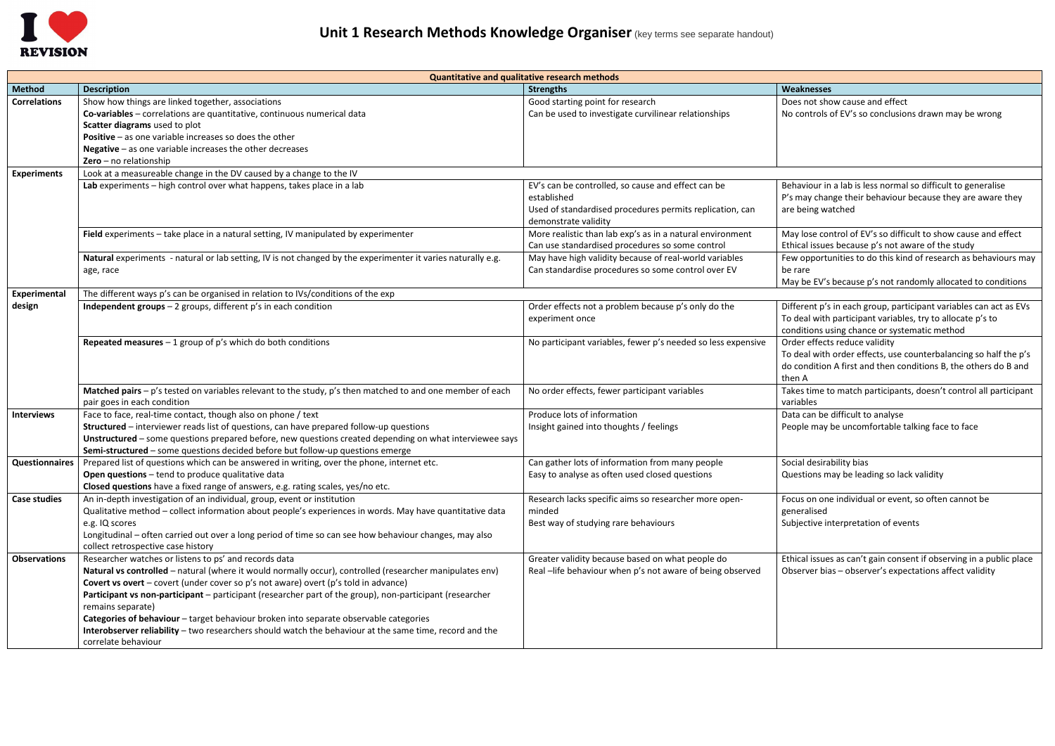# Unit 1 Research Methods Knowledge Organiser (key terms see separate handout)

| Quantitative and qualitative research methods | | | |
|---|---|---|---|
| **Method** | **Description** | **Strengths** | **Weaknesses** |
| **Correlations** | Show how things are linked together, associations<br>**Co-variables** – correlations are quantitative, continuous numerical data<br>**Scatter diagrams** used to plot<br>**Positive** – as one variable increases so does the other<br>**Negative** – as one variable increases the other decreases<br>**Zero** – no relationship | Good starting point for research<br>Can be used to investigate curvilinear relationships | Does not show cause and effect<br>No controls of EV's so conclusions drawn may be wrong |
| **Experiments** | Look at a measureable change in the DV caused by a change to the IV | | |
| | **Lab** experiments – high control over what happens, takes place in a lab | EV's can be controlled, so cause and effect can be established<br>Used of standardised procedures permits replication, can demonstrate validity | Behaviour in a lab is less normal so difficult to generalise<br>P's may change their behaviour because they are aware they are being watched |
| | **Field** experiments – take place in a natural setting, IV manipulated by experimenter | More realistic than lab exp's as in a natural environment<br>Can use standardised procedures so some control | May lose control of EV's so difficult to show cause and effect<br>Ethical issues because p's not aware of the study |
| | **Natural** experiments - natural or lab setting, IV is not changed by the experimenter it varies naturally e.g. age, race | May have high validity because of real-world variables<br>Can standardise procedures so some control over EV | Few opportunities to do this kind of research as behaviours may be rare<br>May be EV's because p's not randomly allocated to conditions |
| **Experimental design** | The different ways p's can be organised in relation to IVs/conditions of the exp | | |
| | **Independent groups** – 2 groups, different p's in each condition | Order effects not a problem because p's only do the experiment once | Different p's in each group, participant variables can act as EVs<br>To deal with participant variables, try to allocate p's to conditions using chance or systematic method |
| | **Repeated measures** – 1 group of p's which do both conditions | No participant variables, fewer p's needed so less expensive | Order effects reduce validity<br>To deal with order effects, use counterbalancing so half the p's do condition A first and then conditions B, the others do B and then A |
| | **Matched pairs** – p's tested on variables relevant to the study, p's then matched to and one member of each pair goes in each condition | No order effects, fewer participant variables | Takes time to match participants, doesn't control all participant variables |
| **Interviews** | Face to face, real-time contact, though also on phone / text<br>**Structured** – interviewer reads list of questions, can have prepared follow-up questions<br>**Unstructured** – some questions prepared before, new questions created depending on what interviewee says<br>**Semi-structured** – some questions decided before but follow-up questions emerge | Produce lots of information<br>Insight gained into thoughts / feelings | Data can be difficult to analyse<br>People may be uncomfortable talking face to face |
| **Questionnaires** | Prepared list of questions which can be answered in writing, over the phone, internet etc.<br>**Open questions** – tend to produce qualitative data<br>**Closed questions** have a fixed range of answers, e.g. rating scales, yes/no etc. | Can gather lots of information from many people<br>Easy to analyse as often used closed questions | Social desirability bias<br>Questions may be leading so lack validity |
| **Case studies** | An in-depth investigation of an individual, group, event or institution<br>Qualitative method – collect information about people's experiences in words. May have quantitative data e.g. IQ scores<br>Longitudinal – often carried out over a long period of time so can see how behaviour changes, may also collect retrospective case history | Research lacks specific aims so researcher more open-minded<br>Best way of studying rare behaviours | Focus on one individual or event, so often cannot be generalised<br>Subjective interpretation of events |
| **Observations** | Researcher watches or listens to ps' and records data<br>**Natural vs controlled** – natural (where it would normally occur), controlled (researcher manipulates env)<br>**Covert vs overt** – covert (under cover so p's not aware) overt (p's told in advance)<br>**Participant vs non-participant** – participant (researcher part of the group), non-participant (researcher remains separate)<br>**Categories of behaviour** – target behaviour broken into separate observable categories<br>**Interobserver reliability** – two researchers should watch the behaviour at the same time, record and the correlate behaviour | Greater validity because based on what people do<br>Real –life behaviour when p's not aware of being observed | Ethical issues as can't gain consent if observing in a public place<br>Observer bias – observer's expectations affect validity |